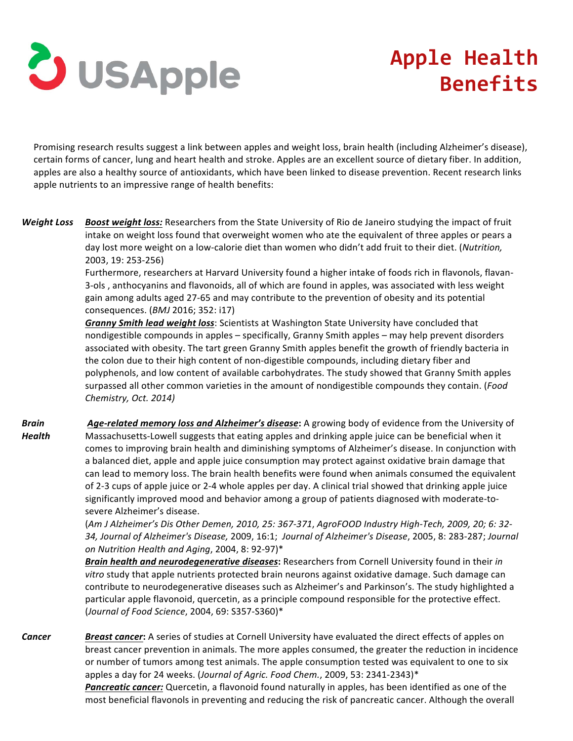USApple

# Apple Health Benefits

Promising research results suggest a link between apples and weight loss, brain health (including Alzheimer's disease), certain forms of cancer, lung and heart health and stroke. Apples are an excellent source of dietary fiber. In addition, apples are also a healthy source of antioxidants, which have been linked to disease prevention. Recent research links apple nutrients to an impressive range of health benefits:

## Weight Loss

***Boost weight loss:*** Researchers from the State University of Rio de Janeiro studying the impact of fruit intake on weight loss found that overweight women who ate the equivalent of three apples or pears a day lost more weight on a low-calorie diet than women who didn't add fruit to their diet. (*Nutrition,* 2003, 19: 253-256)

Furthermore, researchers at Harvard University found a higher intake of foods rich in flavonols, flavan-3-ols , anthocyanins and flavonoids, all of which are found in apples, was associated with less weight gain among adults aged 27-65 and may contribute to the prevention of obesity and its potential consequences. (*BMJ* 2016; 352: i17)

***Granny Smith lead weight loss***: Scientists at Washington State University have concluded that nondigestible compounds in apples – specifically, Granny Smith apples – may help prevent disorders associated with obesity. The tart green Granny Smith apples benefit the growth of friendly bacteria in the colon due to their high content of non-digestible compounds, including dietary fiber and polyphenols, and low content of available carbohydrates. The study showed that Granny Smith apples surpassed all other common varieties in the amount of nondigestible compounds they contain. (*Food Chemistry, Oct. 2014)*

## Brain Health

***Age-related memory loss and Alzheimer's disease*:** A growing body of evidence from the University of Massachusetts-Lowell suggests that eating apples and drinking apple juice can be beneficial when it comes to improving brain health and diminishing symptoms of Alzheimer's disease. In conjunction with a balanced diet, apple and apple juice consumption may protect against oxidative brain damage that can lead to memory loss. The brain health benefits were found when animals consumed the equivalent of 2-3 cups of apple juice or 2-4 whole apples per day. A clinical trial showed that drinking apple juice significantly improved mood and behavior among a group of patients diagnosed with moderate-to-severe Alzheimer's disease.

(*Am J Alzheimer's Dis Other Demen, 2010, 25: 367-371, AgroFOOD Industry High-Tech, 2009, 20; 6: 32-34, Journal of Alzheimer's Disease,* 2009, 16:1; *Journal of Alzheimer's Disease*, 2005, 8: 283-287; *Journal on Nutrition Health and Aging*, 2004, 8: 92-97)*

***Brain health and neurodegenerative diseases*:** Researchers from Cornell University found in their *in vitro* study that apple nutrients protected brain neurons against oxidative damage. Such damage can contribute to neurodegenerative diseases such as Alzheimer's and Parkinson's. The study highlighted a particular apple flavonoid, quercetin, as a principle compound responsible for the protective effect. (*Journal of Food Science*, 2004, 69: S357-S360)*

## Cancer

***Breast cancer*:** A series of studies at Cornell University have evaluated the direct effects of apples on breast cancer prevention in animals. The more apples consumed, the greater the reduction in incidence or number of tumors among test animals. The apple consumption tested was equivalent to one to six apples a day for 24 weeks. (*Journal of Agric. Food Chem.*, 2009, 53: 2341-2343)*

***Pancreatic cancer:*** Quercetin, a flavonoid found naturally in apples, has been identified as one of the most beneficial flavonols in preventing and reducing the risk of pancreatic cancer. Although the overall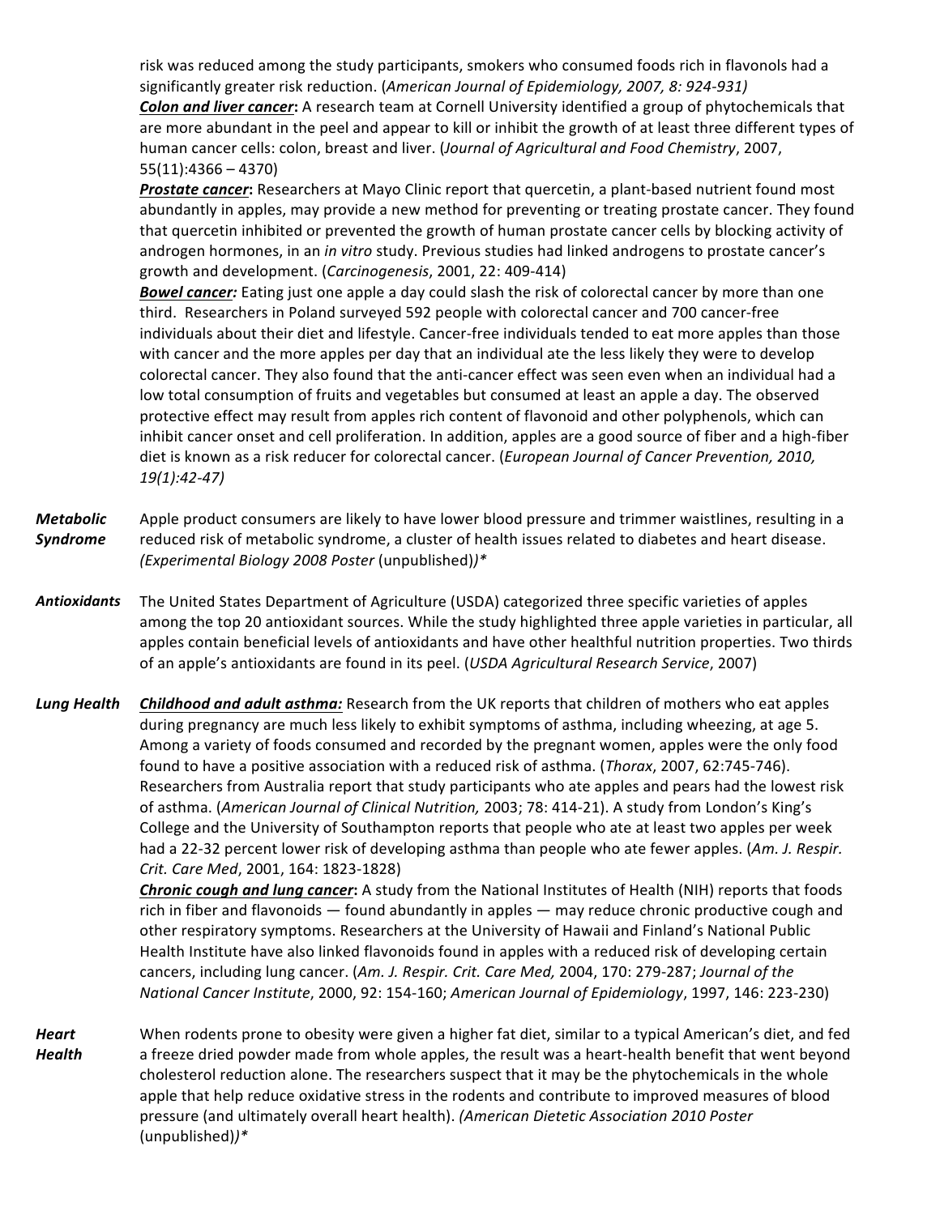risk was reduced among the study participants, smokers who consumed foods rich in flavonols had a significantly greater risk reduction. (*American Journal of Epidemiology, 2007, 8: 924-931)*

***Colon and liver cancer*:** A research team at Cornell University identified a group of phytochemicals that are more abundant in the peel and appear to kill or inhibit the growth of at least three different types of human cancer cells: colon, breast and liver. (*Journal of Agricultural and Food Chemistry*, 2007, 55(11):4366 – 4370)

***Prostate cancer*:** Researchers at Mayo Clinic report that quercetin, a plant-based nutrient found most abundantly in apples, may provide a new method for preventing or treating prostate cancer. They found that quercetin inhibited or prevented the growth of human prostate cancer cells by blocking activity of androgen hormones, in an *in vitro* study. Previous studies had linked androgens to prostate cancer's growth and development. (*Carcinogenesis*, 2001, 22: 409-414)

***Bowel cancer:*** Eating just one apple a day could slash the risk of colorectal cancer by more than one third. Researchers in Poland surveyed 592 people with colorectal cancer and 700 cancer-free individuals about their diet and lifestyle. Cancer-free individuals tended to eat more apples than those with cancer and the more apples per day that an individual ate the less likely they were to develop colorectal cancer. They also found that the anti-cancer effect was seen even when an individual had a low total consumption of fruits and vegetables but consumed at least an apple a day. The observed protective effect may result from apples rich content of flavonoid and other polyphenols, which can inhibit cancer onset and cell proliferation. In addition, apples are a good source of fiber and a high-fiber diet is known as a risk reducer for colorectal cancer. (*European Journal of Cancer Prevention, 2010, 19(1):42-47)*

***Metabolic Syndrome*** Apple product consumers are likely to have lower blood pressure and trimmer waistlines, resulting in a reduced risk of metabolic syndrome, a cluster of health issues related to diabetes and heart disease. *(Experimental Biology 2008 Poster* (unpublished)*)**

***Antioxidants*** The United States Department of Agriculture (USDA) categorized three specific varieties of apples among the top 20 antioxidant sources. While the study highlighted three apple varieties in particular, all apples contain beneficial levels of antioxidants and have other healthful nutrition properties. Two thirds of an apple's antioxidants are found in its peel. (*USDA Agricultural Research Service*, 2007)

***Lung Health*** ***Childhood and adult asthma:*** Research from the UK reports that children of mothers who eat apples during pregnancy are much less likely to exhibit symptoms of asthma, including wheezing, at age 5. Among a variety of foods consumed and recorded by the pregnant women, apples were the only food found to have a positive association with a reduced risk of asthma. (*Thorax*, 2007, 62:745-746). Researchers from Australia report that study participants who ate apples and pears had the lowest risk of asthma. (*American Journal of Clinical Nutrition,* 2003; 78: 414-21). A study from London's King's College and the University of Southampton reports that people who ate at least two apples per week had a 22-32 percent lower risk of developing asthma than people who ate fewer apples. (*Am. J. Respir. Crit. Care Med*, 2001, 164: 1823-1828)

***Chronic cough and lung cancer*** — A study from the National Institutes of Health (NIH) reports that foods rich in fiber and flavonoids — found abundantly in apples — may reduce chronic productive cough and other respiratory symptoms. Researchers at the University of Hawaii and Finland's National Public Health Institute have also linked flavonoids found in apples with a reduced risk of developing certain cancers, including lung cancer. (*Am. J. Respir. Crit. Care Med,* 2004, 170: 279-287; *Journal of the National Cancer Institute*, 2000, 92: 154-160; *American Journal of Epidemiology*, 1997, 146: 223-230)

***Heart Health*** When rodents prone to obesity were given a higher fat diet, similar to a typical American's diet, and fed a freeze dried powder made from whole apples, the result was a heart-health benefit that went beyond cholesterol reduction alone. The researchers suspect that it may be the phytochemicals in the whole apple that help reduce oxidative stress in the rodents and contribute to improved measures of blood pressure (and ultimately overall heart health). *(American Dietetic Association 2010 Poster* (unpublished)*)**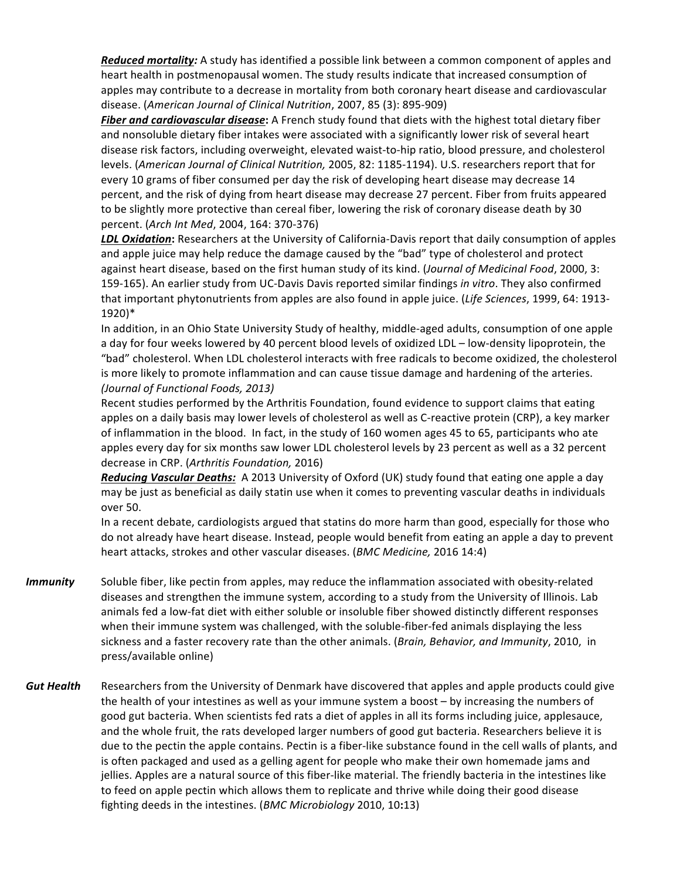***Reduced mortality:*** A study has identified a possible link between a common component of apples and heart health in postmenopausal women. The study results indicate that increased consumption of apples may contribute to a decrease in mortality from both coronary heart disease and cardiovascular disease. (*American Journal of Clinical Nutrition*, 2007, 85 (3): 895-909)

***Fiber and cardiovascular disease*:** A French study found that diets with the highest total dietary fiber and nonsoluble dietary fiber intakes were associated with a significantly lower risk of several heart disease risk factors, including overweight, elevated waist-to-hip ratio, blood pressure, and cholesterol levels. (*American Journal of Clinical Nutrition,* 2005, 82: 1185-1194). U.S. researchers report that for every 10 grams of fiber consumed per day the risk of developing heart disease may decrease 14 percent, and the risk of dying from heart disease may decrease 27 percent. Fiber from fruits appeared to be slightly more protective than cereal fiber, lowering the risk of coronary disease death by 30 percent. (*Arch Int Med*, 2004, 164: 370-376)

***LDL Oxidation*:** Researchers at the University of California-Davis report that daily consumption of apples and apple juice may help reduce the damage caused by the "bad" type of cholesterol and protect against heart disease, based on the first human study of its kind. (*Journal of Medicinal Food*, 2000, 3: 159-165). An earlier study from UC-Davis Davis reported similar findings *in vitro*. They also confirmed that important phytonutrients from apples are also found in apple juice. (*Life Sciences*, 1999, 64: 1913-1920)*

In addition, in an Ohio State University Study of healthy, middle-aged adults, consumption of one apple a day for four weeks lowered by 40 percent blood levels of oxidized LDL – low-density lipoprotein, the "bad" cholesterol. When LDL cholesterol interacts with free radicals to become oxidized, the cholesterol is more likely to promote inflammation and can cause tissue damage and hardening of the arteries. *(Journal of Functional Foods, 2013)*

Recent studies performed by the Arthritis Foundation, found evidence to support claims that eating apples on a daily basis may lower levels of cholesterol as well as C-reactive protein (CRP), a key marker of inflammation in the blood. In fact, in the study of 160 women ages 45 to 65, participants who ate apples every day for six months saw lower LDL cholesterol levels by 23 percent as well as a 32 percent decrease in CRP. (*Arthritis Foundation,* 2016)

***Reducing Vascular Deaths:*** A 2013 University of Oxford (UK) study found that eating one apple a day may be just as beneficial as daily statin use when it comes to preventing vascular deaths in individuals over 50.

In a recent debate, cardiologists argued that statins do more harm than good, especially for those who do not already have heart disease. Instead, people would benefit from eating an apple a day to prevent heart attacks, strokes and other vascular diseases. (*BMC Medicine,* 2016 14:4)

***Immunity*** Soluble fiber, like pectin from apples, may reduce the inflammation associated with obesity-related diseases and strengthen the immune system, according to a study from the University of Illinois. Lab animals fed a low-fat diet with either soluble or insoluble fiber showed distinctly different responses when their immune system was challenged, with the soluble-fiber-fed animals displaying the less sickness and a faster recovery rate than the other animals. (*Brain, Behavior, and Immunity*, 2010, in press/available online)

***Gut Health*** Researchers from the University of Denmark have discovered that apples and apple products could give the health of your intestines as well as your immune system a boost – by increasing the numbers of good gut bacteria. When scientists fed rats a diet of apples in all its forms including juice, applesauce, and the whole fruit, the rats developed larger numbers of good gut bacteria. Researchers believe it is due to the pectin the apple contains. Pectin is a fiber-like substance found in the cell walls of plants, and is often packaged and used as a gelling agent for people who make their own homemade jams and jellies. Apples are a natural source of this fiber-like material. The friendly bacteria in the intestines like to feed on apple pectin which allows them to replicate and thrive while doing their good disease fighting deeds in the intestines. (*BMC Microbiology* 2010, 10**:**13)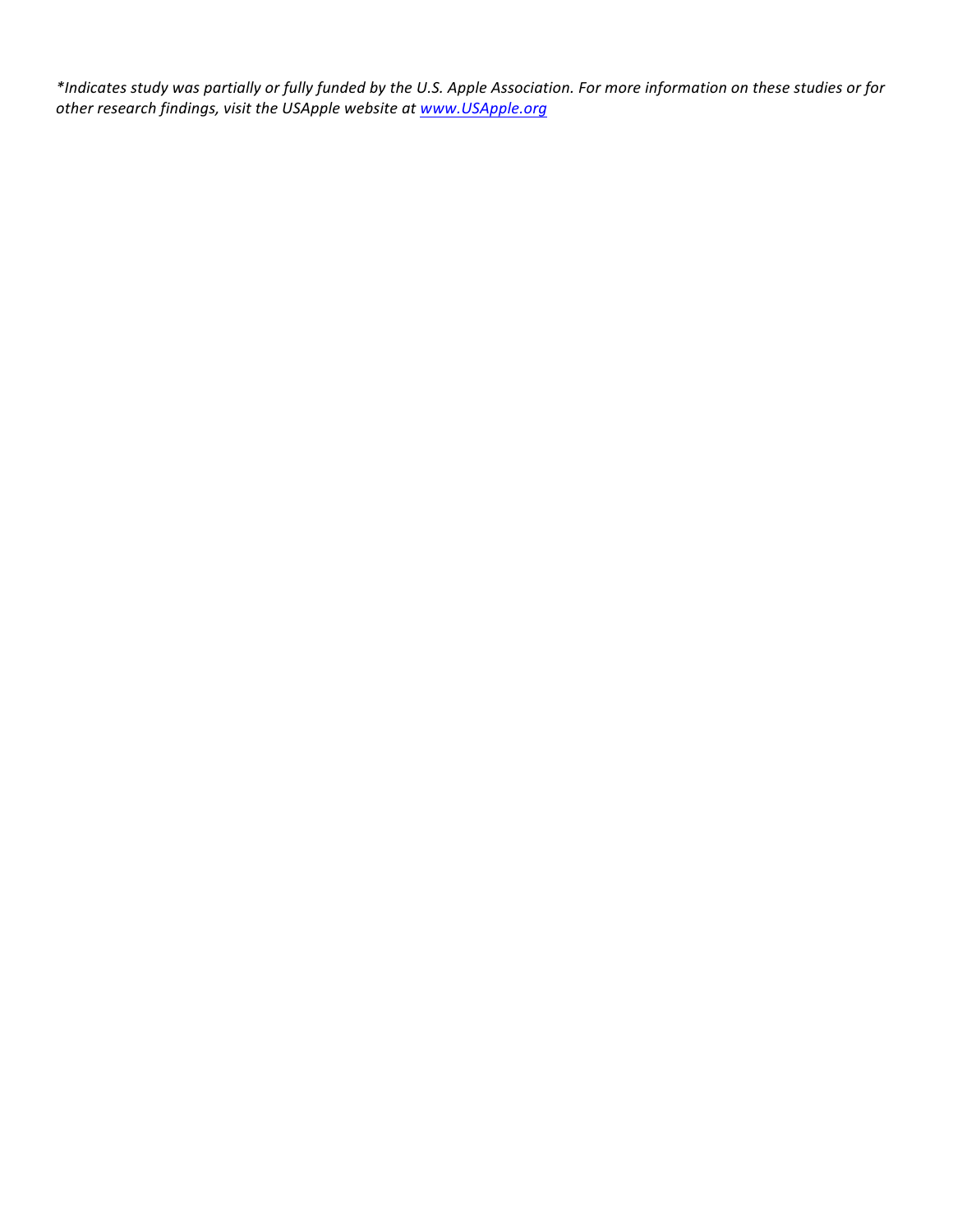*\*Indicates study was partially or fully funded by the U.S. Apple Association. For more information on these studies or for other research findings, visit the USApple website at [www.USApple.org](http://www.USApple.org)*